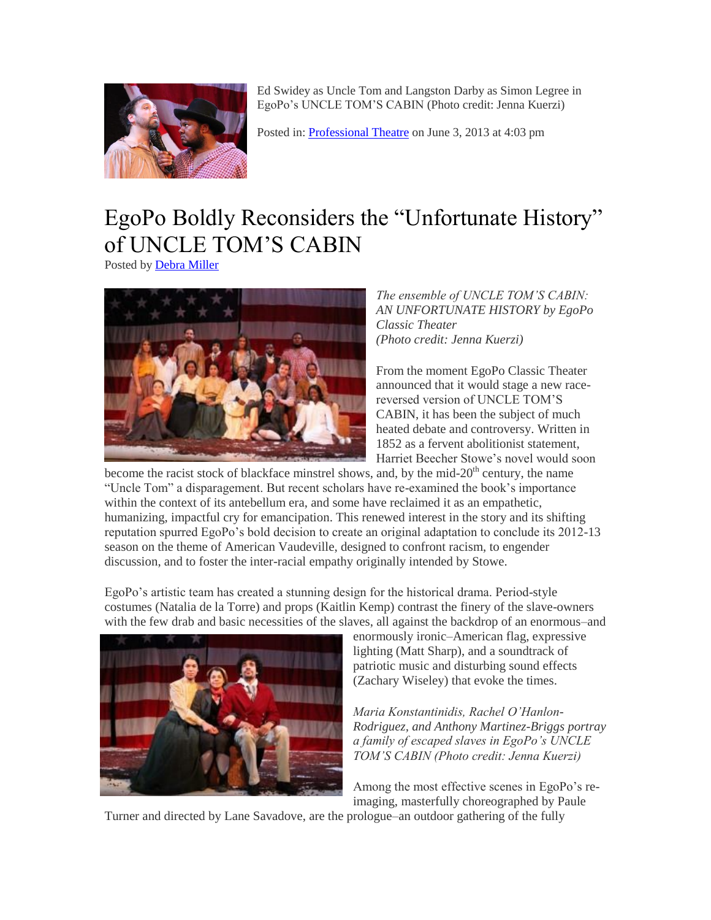Ed Swidey as Uncle Tom and Langston Darby as Simon Legree in EgoPo's UNCLE TOM'S CABIN (Photo credit: Jenna Kuerzi)

Posted in: [Professional Theatre] on June 3, 2013 at 4:03 pm

# EgoPo Boldly Reconsiders the "Unfortunate History" of UNCLE TOM'S CABIN

Posted by [Debra Miller]

*The ensemble of UNCLE TOM'S CABIN: AN UNFORTUNATE HISTORY by EgoPo Classic Theater (Photo credit: Jenna Kuerzi)*

From the moment EgoPo Classic Theater announced that it would stage a new race-reversed version of UNCLE TOM'S CABIN, it has been the subject of much heated debate and controversy. Written in 1852 as a fervent abolitionist statement, Harriet Beecher Stowe's novel would soon become the racist stock of blackface minstrel shows, and, by the mid-20th century, the name "Uncle Tom" a disparagement. But recent scholars have re-examined the book's importance within the context of its antebellum era, and some have reclaimed it as an empathetic, humanizing, impactful cry for emancipation. This renewed interest in the story and its shifting reputation spurred EgoPo's bold decision to create an original adaptation to conclude its 2012-13 season on the theme of American Vaudeville, designed to confront racism, to engender discussion, and to foster the inter-racial empathy originally intended by Stowe.

EgoPo's artistic team has created a stunning design for the historical drama. Period-style costumes (Natalia de la Torre) and props (Kaitlin Kemp) contrast the finery of the slave-owners with the few drab and basic necessities of the slaves, all against the backdrop of an enormous–and enormously ironic–American flag, expressive lighting (Matt Sharp), and a soundtrack of patriotic music and disturbing sound effects (Zachary Wiseley) that evoke the times.

*Maria Konstantinidis, Rachel O'Hanlon-Rodriguez, and Anthony Martinez-Briggs portray a family of escaped slaves in EgoPo's UNCLE TOM'S CABIN (Photo credit: Jenna Kuerzi)*

Among the most effective scenes in EgoPo's re-imaging, masterfully choreographed by Paule Turner and directed by Lane Savadove, are the prologue–an outdoor gathering of the fully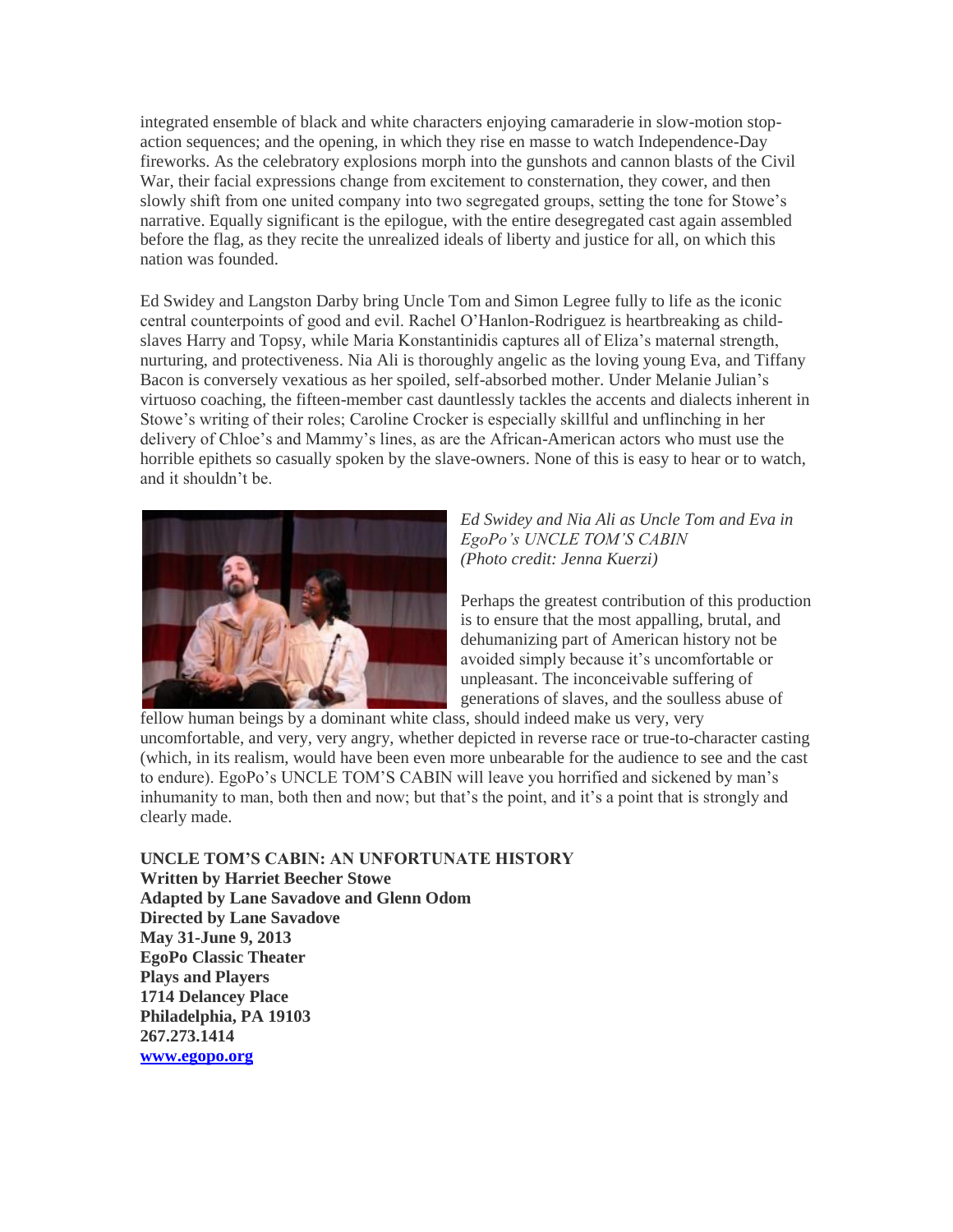integrated ensemble of black and white characters enjoying camaraderie in slow-motion stop-action sequences; and the opening, in which they rise en masse to watch Independence-Day fireworks. As the celebratory explosions morph into the gunshots and cannon blasts of the Civil War, their facial expressions change from excitement to consternation, they cower, and then slowly shift from one united company into two segregated groups, setting the tone for Stowe's narrative. Equally significant is the epilogue, with the entire desegregated cast again assembled before the flag, as they recite the unrealized ideals of liberty and justice for all, on which this nation was founded.

Ed Swidey and Langston Darby bring Uncle Tom and Simon Legree fully to life as the iconic central counterpoints of good and evil. Rachel O'Hanlon-Rodriguez is heartbreaking as child-slaves Harry and Topsy, while Maria Konstantinidis captures all of Eliza's maternal strength, nurturing, and protectiveness. Nia Ali is thoroughly angelic as the loving young Eva, and Tiffany Bacon is conversely vexatious as her spoiled, self-absorbed mother. Under Melanie Julian's virtuoso coaching, the fifteen-member cast dauntlessly tackles the accents and dialects inherent in Stowe's writing of their roles; Caroline Crocker is especially skillful and unflinching in her delivery of Chloe's and Mammy's lines, as are the African-American actors who must use the horrible epithets so casually spoken by the slave-owners. None of this is easy to hear or to watch, and it shouldn't be.

*Ed Swidey and Nia Ali as Uncle Tom and Eva in EgoPo's UNCLE TOM'S CABIN (Photo credit: Jenna Kuerzi)*

Perhaps the greatest contribution of this production is to ensure that the most appalling, brutal, and dehumanizing part of American history not be avoided simply because it's uncomfortable or unpleasant. The inconceivable suffering of generations of slaves, and the soulless abuse of fellow human beings by a dominant white class, should indeed make us very, very uncomfortable, and very, very angry, whether depicted in reverse race or true-to-character casting (which, in its realism, would have been even more unbearable for the audience to see and the cast to endure). EgoPo's UNCLE TOM'S CABIN will leave you horrified and sickened by man's inhumanity to man, both then and now; but that's the point, and it's a point that is strongly and clearly made.

**UNCLE TOM'S CABIN: AN UNFORTUNATE HISTORY**
**Written by Harriet Beecher Stowe**
**Adapted by Lane Savadove and Glenn Odom**
**Directed by Lane Savadove**
**May 31-June 9, 2013**
**EgoPo Classic Theater**
**Plays and Players**
**1714 Delancey Place**
**Philadelphia, PA 19103**
**267.273.1414**
**[www.egopo.org](http://www.egopo.org)**